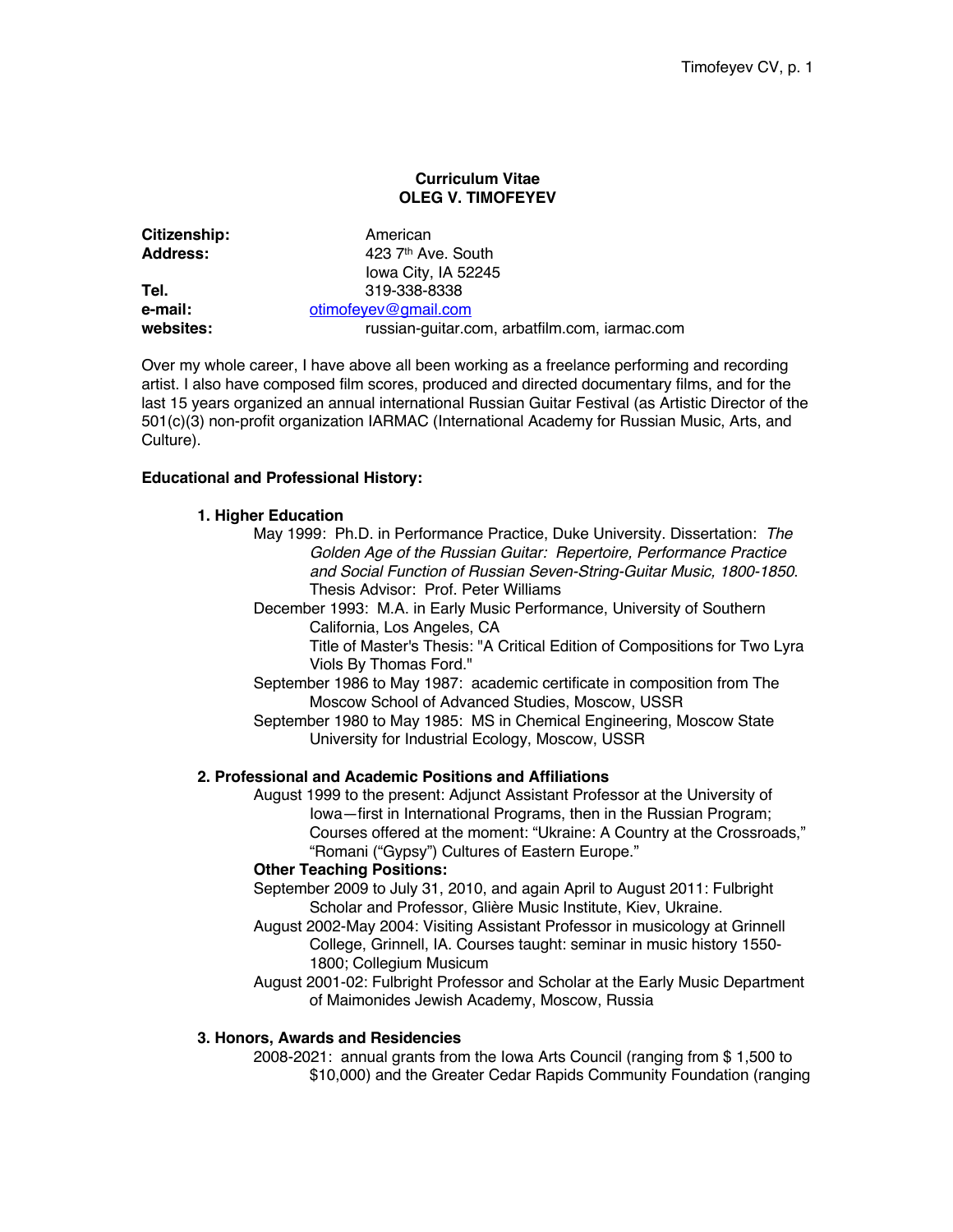# Curriculum Vitae
# OLEG V. TIMOFEYEV

| | |
|---|---|
| **Citizenship:** | American |
| **Address:** | 423 7th Ave. South<br>Iowa City, IA 52245 |
| **Tel.** | 319-338-8338 |
| **e-mail:** | otimofeyev@gmail.com |
| **websites:** | russian-guitar.com, arbatfilm.com, iarmac.com |

Over my whole career, I have above all been working as a freelance performing and recording artist. I also have composed film scores, produced and directed documentary films, and for the last 15 years organized an annual international Russian Guitar Festival (as Artistic Director of the 501(c)(3) non-profit organization IARMAC (International Academy for Russian Music, Arts, and Culture).

## Educational and Professional History:

### 1. Higher Education

May 1999: Ph.D. in Performance Practice, Duke University. Dissertation: *The Golden Age of the Russian Guitar: Repertoire, Performance Practice and Social Function of Russian Seven-String-Guitar Music, 1800-1850*. Thesis Advisor: Prof. Peter Williams

December 1993: M.A. in Early Music Performance, University of Southern California, Los Angeles, CA
Title of Master's Thesis: "A Critical Edition of Compositions for Two Lyra Viols By Thomas Ford."

September 1986 to May 1987: academic certificate in composition from The Moscow School of Advanced Studies, Moscow, USSR

September 1980 to May 1985: MS in Chemical Engineering, Moscow State University for Industrial Ecology, Moscow, USSR

### 2. Professional and Academic Positions and Affiliations

August 1999 to the present: Adjunct Assistant Professor at the University of Iowa—first in International Programs, then in the Russian Program; Courses offered at the moment: "Ukraine: A Country at the Crossroads," "Romani ("Gypsy") Cultures of Eastern Europe."

**Other Teaching Positions:**

September 2009 to July 31, 2010, and again April to August 2011: Fulbright Scholar and Professor, Glière Music Institute, Kiev, Ukraine.

August 2002-May 2004: Visiting Assistant Professor in musicology at Grinnell College, Grinnell, IA. Courses taught: seminar in music history 1550-1800; Collegium Musicum

August 2001-02: Fulbright Professor and Scholar at the Early Music Department of Maimonides Jewish Academy, Moscow, Russia

### 3. Honors, Awards and Residencies

2008-2021: annual grants from the Iowa Arts Council (ranging from $ 1,500 to $10,000) and the Greater Cedar Rapids Community Foundation (ranging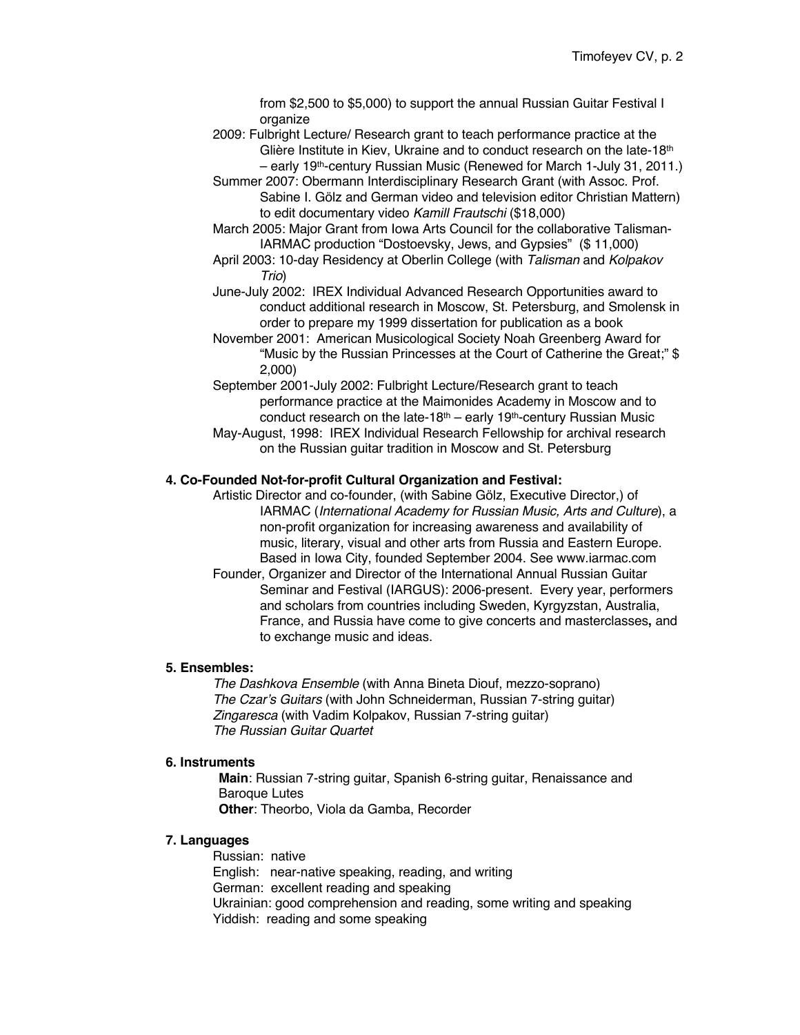from $2,500 to $5,000) to support the annual Russian Guitar Festival I organize

2009: Fulbright Lecture/ Research grant to teach performance practice at the Glière Institute in Kiev, Ukraine and to conduct research on the late-18th – early 19th-century Russian Music (Renewed for March 1-July 31, 2011.)

Summer 2007: Obermann Interdisciplinary Research Grant (with Assoc. Prof. Sabine I. Gölz and German video and television editor Christian Mattern) to edit documentary video *Kamill Frautschi* ($18,000)

March 2005: Major Grant from Iowa Arts Council for the collaborative Talisman-IARMAC production "Dostoevsky, Jews, and Gypsies" ($ 11,000)

April 2003: 10-day Residency at Oberlin College (with *Talisman* and *Kolpakov Trio*)

June-July 2002: IREX Individual Advanced Research Opportunities award to conduct additional research in Moscow, St. Petersburg, and Smolensk in order to prepare my 1999 dissertation for publication as a book

November 2001: American Musicological Society Noah Greenberg Award for "Music by the Russian Princesses at the Court of Catherine the Great;" $ 2,000)

September 2001-July 2002: Fulbright Lecture/Research grant to teach performance practice at the Maimonides Academy in Moscow and to conduct research on the late-18th – early 19th-century Russian Music

May-August, 1998: IREX Individual Research Fellowship for archival research on the Russian guitar tradition in Moscow and St. Petersburg

#### 4. Co-Founded Not-for-profit Cultural Organization and Festival:

Artistic Director and co-founder, (with Sabine Gölz, Executive Director,) of IARMAC (*International Academy for Russian Music, Arts and Culture*), a non-profit organization for increasing awareness and availability of music, literary, visual and other arts from Russia and Eastern Europe. Based in Iowa City, founded September 2004. See www.iarmac.com

Founder, Organizer and Director of the International Annual Russian Guitar Seminar and Festival (IARGUS): 2006-present. Every year, performers and scholars from countries including Sweden, Kyrgyzstan, Australia, France, and Russia have come to give concerts and masterclasses**,** and to exchange music and ideas.

#### 5. Ensembles:

*The Dashkova Ensemble* (with Anna Bineta Diouf, mezzo-soprano)
*The Czar's Guitars* (with John Schneiderman, Russian 7-string guitar)
*Zingaresca* (with Vadim Kolpakov, Russian 7-string guitar)
*The Russian Guitar Quartet*

#### 6. Instruments

**Main**: Russian 7-string guitar, Spanish 6-string guitar, Renaissance and Baroque Lutes
**Other**: Theorbo, Viola da Gamba, Recorder

#### 7. Languages

Russian: native
English: near-native speaking, reading, and writing
German: excellent reading and speaking
Ukrainian: good comprehension and reading, some writing and speaking
Yiddish: reading and some speaking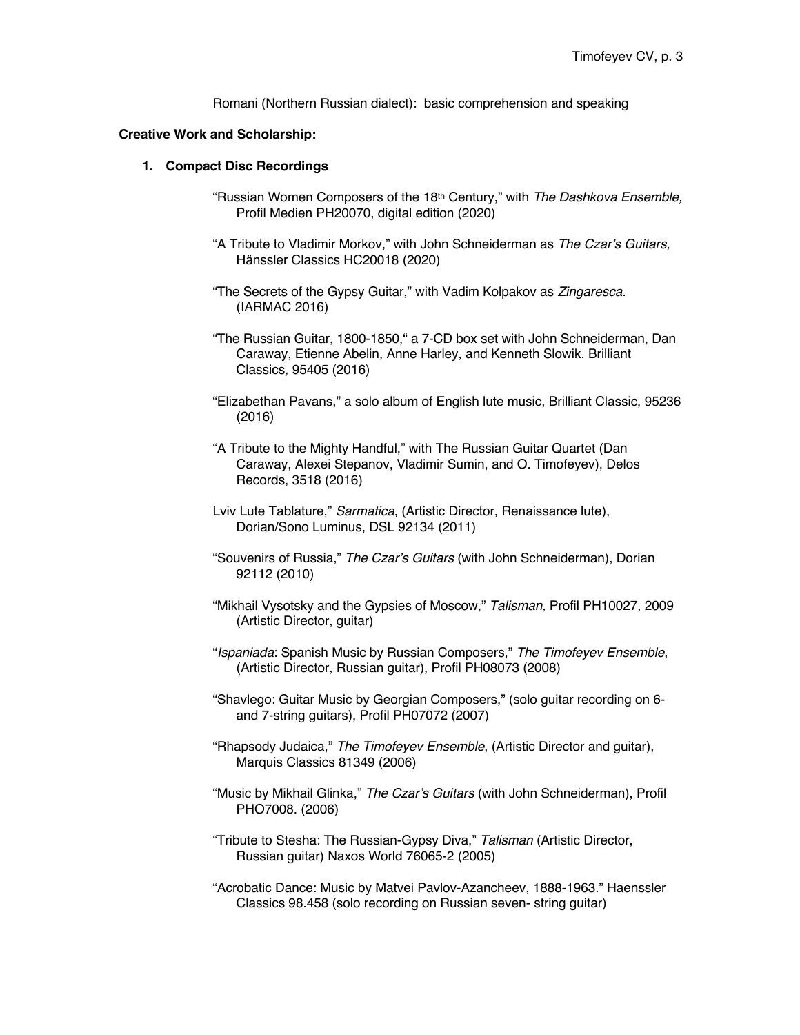Romani (Northern Russian dialect): basic comprehension and speaking

**Creative Work and Scholarship:**

1. **Compact Disc Recordings**

"Russian Women Composers of the 18th Century," with *The Dashkova Ensemble,* Profil Medien PH20070, digital edition (2020)

"A Tribute to Vladimir Morkov," with John Schneiderman as *The Czar's Guitars,* Hänssler Classics HC20018 (2020)

"The Secrets of the Gypsy Guitar," with Vadim Kolpakov as *Zingaresca*. (IARMAC 2016)

"The Russian Guitar, 1800-1850," a 7-CD box set with John Schneiderman, Dan Caraway, Etienne Abelin, Anne Harley, and Kenneth Slowik. Brilliant Classics, 95405 (2016)

"Elizabethan Pavans," a solo album of English lute music, Brilliant Classic, 95236 (2016)

"A Tribute to the Mighty Handful," with The Russian Guitar Quartet (Dan Caraway, Alexei Stepanov, Vladimir Sumin, and O. Timofeyev), Delos Records, 3518 (2016)

Lviv Lute Tablature," *Sarmatica*, (Artistic Director, Renaissance lute), Dorian/Sono Luminus, DSL 92134 (2011)

"Souvenirs of Russia," *The Czar's Guitars* (with John Schneiderman), Dorian 92112 (2010)

"Mikhail Vysotsky and the Gypsies of Moscow," *Talisman,* Profil PH10027, 2009 (Artistic Director, guitar)

"*Ispaniada*: Spanish Music by Russian Composers," *The Timofeyev Ensemble*, (Artistic Director, Russian guitar), Profil PH08073 (2008)

"Shavlego: Guitar Music by Georgian Composers," (solo guitar recording on 6- and 7-string guitars), Profil PH07072 (2007)

"Rhapsody Judaica," *The Timofeyev Ensemble*, (Artistic Director and guitar), Marquis Classics 81349 (2006)

"Music by Mikhail Glinka," *The Czar's Guitars* (with John Schneiderman), Profil PHO7008. (2006)

"Tribute to Stesha: The Russian-Gypsy Diva," *Talisman* (Artistic Director, Russian guitar) Naxos World 76065-2 (2005)

"Acrobatic Dance: Music by Matvei Pavlov-Azancheev, 1888-1963." Haenssler Classics 98.458 (solo recording on Russian seven- string guitar)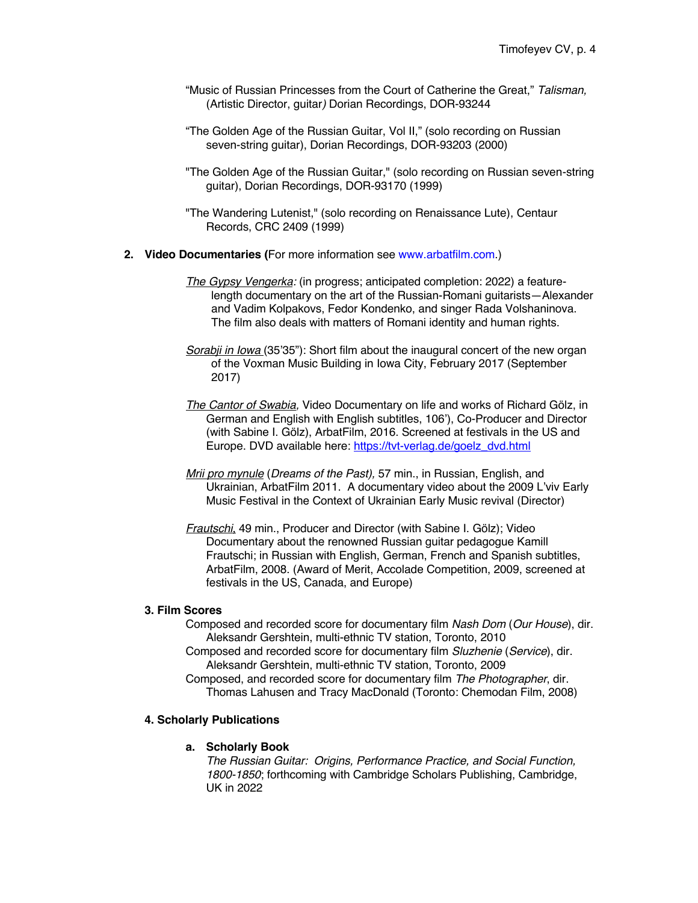"Music of Russian Princesses from the Court of Catherine the Great," *Talisman,* (Artistic Director, guitar*)* Dorian Recordings, DOR-93244

"The Golden Age of the Russian Guitar, Vol II," (solo recording on Russian seven-string guitar), Dorian Recordings, DOR-93203 (2000)

"The Golden Age of the Russian Guitar," (solo recording on Russian seven-string guitar), Dorian Recordings, DOR-93170 (1999)

"The Wandering Lutenist," (solo recording on Renaissance Lute), Centaur Records, CRC 2409 (1999)

**2. Video Documentaries (**For more information see www.arbatfilm.com.)

*The Gypsy Vengerka:* (in progress; anticipated completion: 2022) a feature-length documentary on the art of the Russian-Romani guitarists—Alexander and Vadim Kolpakovs, Fedor Kondenko, and singer Rada Volshaninova. The film also deals with matters of Romani identity and human rights.

*Sorabji in Iowa* (35'35"): Short film about the inaugural concert of the new organ of the Voxman Music Building in Iowa City, February 2017 (September 2017)

*The Cantor of Swabia,* Video Documentary on life and works of Richard Gölz, in German and English with English subtitles, 106'), Co-Producer and Director (with Sabine I. Gölz), ArbatFilm, 2016. Screened at festivals in the US and Europe. DVD available here: https://tvt-verlag.de/goelz_dvd.html

*Mrii pro mynule* (*Dreams of the Past),* 57 min., in Russian, English, and Ukrainian, ArbatFilm 2011. A documentary video about the 2009 L'viv Early Music Festival in the Context of Ukrainian Early Music revival (Director)

*Frautschi*, 49 min., Producer and Director (with Sabine I. Gölz); Video Documentary about the renowned Russian guitar pedagogue Kamill Frautschi; in Russian with English, German, French and Spanish subtitles, ArbatFilm, 2008. (Award of Merit, Accolade Competition, 2009, screened at festivals in the US, Canada, and Europe)

**3. Film Scores**

Composed and recorded score for documentary film *Nash Dom* (*Our House*), dir. Aleksandr Gershtein, multi-ethnic TV station, Toronto, 2010

Composed and recorded score for documentary film *Sluzhenie* (*Service*), dir. Aleksandr Gershtein, multi-ethnic TV station, Toronto, 2009

Composed, and recorded score for documentary film *The Photographer*, dir. Thomas Lahusen and Tracy MacDonald (Toronto: Chemodan Film, 2008)

**4. Scholarly Publications**

**a. Scholarly Book**

*The Russian Guitar: Origins, Performance Practice, and Social Function, 1800-1850*; forthcoming with Cambridge Scholars Publishing, Cambridge, UK in 2022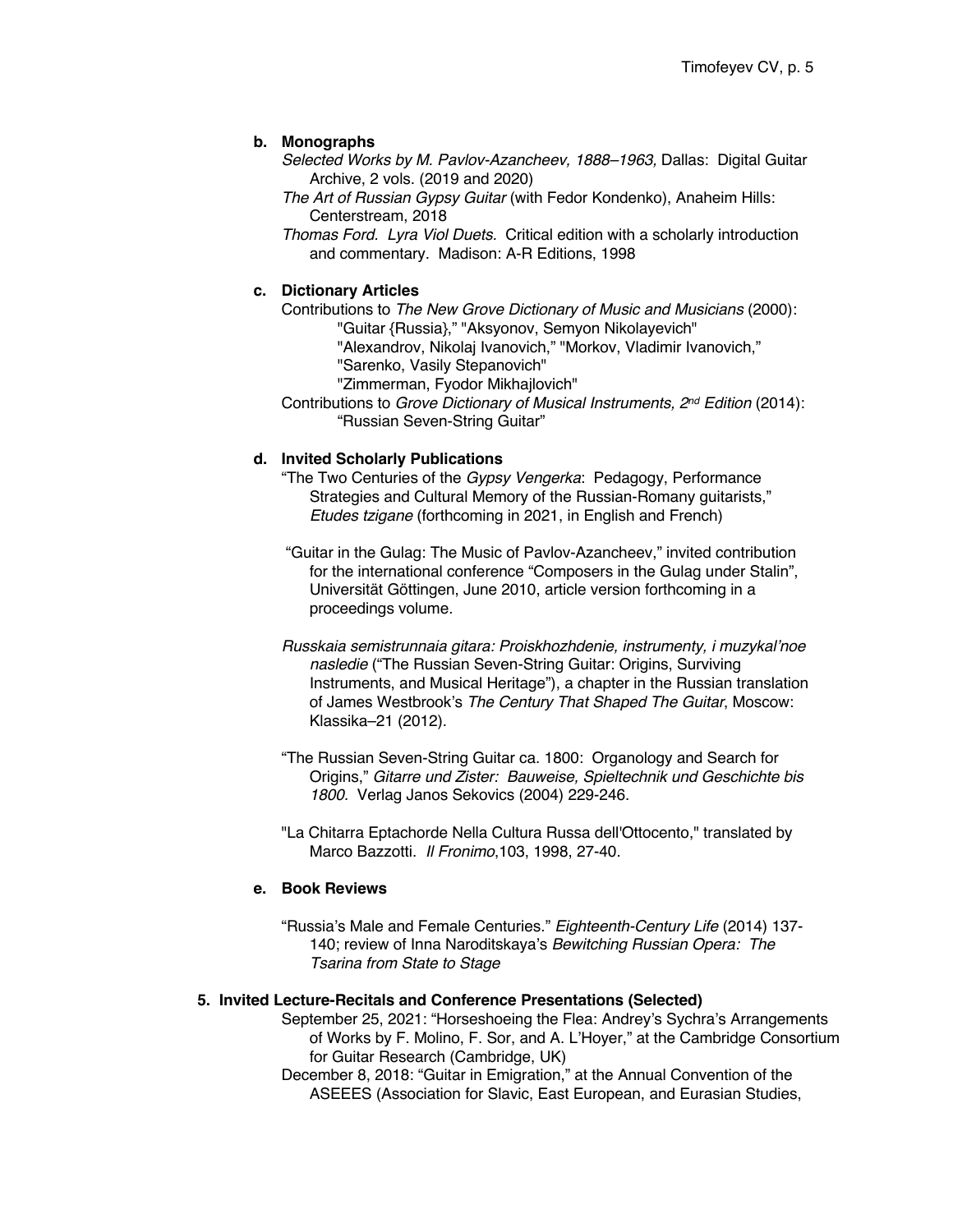**b. Monographs**

*Selected Works by M. Pavlov-Azancheev, 1888–1963,* Dallas: Digital Guitar Archive, 2 vols. (2019 and 2020)

*The Art of Russian Gypsy Guitar* (with Fedor Kondenko), Anaheim Hills: Centerstream, 2018

*Thomas Ford. Lyra Viol Duets.* Critical edition with a scholarly introduction and commentary. Madison: A-R Editions, 1998

**c. Dictionary Articles**

Contributions to *The New Grove Dictionary of Music and Musicians* (2000):
"Guitar {Russia}," "Aksyonov, Semyon Nikolayevich"
"Alexandrov, Nikolaj Ivanovich," "Morkov, Vladimir Ivanovich,"
"Sarenko, Vasily Stepanovich"
"Zimmerman, Fyodor Mikhajlovich"

Contributions to *Grove Dictionary of Musical Instruments, 2nd Edition* (2014):
"Russian Seven-String Guitar"

**d. Invited Scholarly Publications**

"The Two Centuries of the *Gypsy Vengerka*: Pedagogy, Performance Strategies and Cultural Memory of the Russian-Romany guitarists," *Etudes tzigane* (forthcoming in 2021, in English and French)

"Guitar in the Gulag: The Music of Pavlov-Azancheev," invited contribution for the international conference "Composers in the Gulag under Stalin", Universität Göttingen, June 2010, article version forthcoming in a proceedings volume.

*Russkaia semistrunnaia gitara: Proiskhozhdenie, instrumenty, i muzykal'noe nasledie* ("The Russian Seven-String Guitar: Origins, Surviving Instruments, and Musical Heritage"), a chapter in the Russian translation of James Westbrook's *The Century That Shaped The Guitar*, Moscow: Klassika–21 (2012).

"The Russian Seven-String Guitar ca. 1800: Organology and Search for Origins," *Gitarre und Zister: Bauweise, Spieltechnik und Geschichte bis 1800.* Verlag Janos Sekovics (2004) 229-246.

"La Chitarra Eptachorde Nella Cultura Russa dell'Ottocento," translated by Marco Bazzotti. *Il Fronimo*,103, 1998, 27-40.

**e. Book Reviews**

"Russia's Male and Female Centuries." *Eighteenth-Century Life* (2014) 137-140; review of Inna Naroditskaya's *Bewitching Russian Opera: The Tsarina from State to Stage*

**5. Invited Lecture-Recitals and Conference Presentations (Selected)**

September 25, 2021: "Horseshoeing the Flea: Andrey's Sychra's Arrangements of Works by F. Molino, F. Sor, and A. L'Hoyer," at the Cambridge Consortium for Guitar Research (Cambridge, UK)

December 8, 2018: "Guitar in Emigration," at the Annual Convention of the ASEEES (Association for Slavic, East European, and Eurasian Studies,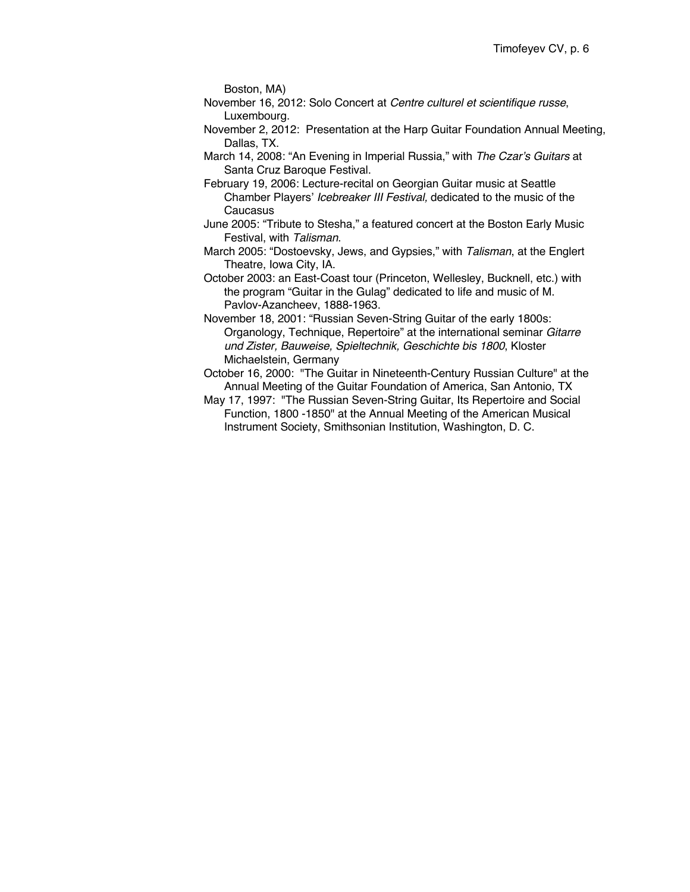Boston, MA)

November 16, 2012: Solo Concert at *Centre culturel et scientifique russe*, Luxembourg.

November 2, 2012: Presentation at the Harp Guitar Foundation Annual Meeting, Dallas, TX.

March 14, 2008: "An Evening in Imperial Russia," with *The Czar's Guitars* at Santa Cruz Baroque Festival.

February 19, 2006: Lecture-recital on Georgian Guitar music at Seattle Chamber Players' *Icebreaker III Festival,* dedicated to the music of the Caucasus

June 2005: "Tribute to Stesha," a featured concert at the Boston Early Music Festival, with *Talisman*.

March 2005: "Dostoevsky, Jews, and Gypsies," with *Talisman*, at the Englert Theatre, Iowa City, IA.

October 2003: an East-Coast tour (Princeton, Wellesley, Bucknell, etc.) with the program "Guitar in the Gulag" dedicated to life and music of M. Pavlov-Azancheev, 1888-1963.

November 18, 2001: "Russian Seven-String Guitar of the early 1800s: Organology, Technique, Repertoire" at the international seminar *Gitarre und Zister, Bauweise, Spieltechnik, Geschichte bis 1800*, Kloster Michaelstein, Germany

October 16, 2000: "The Guitar in Nineteenth-Century Russian Culture" at the Annual Meeting of the Guitar Foundation of America, San Antonio, TX

May 17, 1997: "The Russian Seven-String Guitar, Its Repertoire and Social Function, 1800 -1850" at the Annual Meeting of the American Musical Instrument Society, Smithsonian Institution, Washington, D. C.